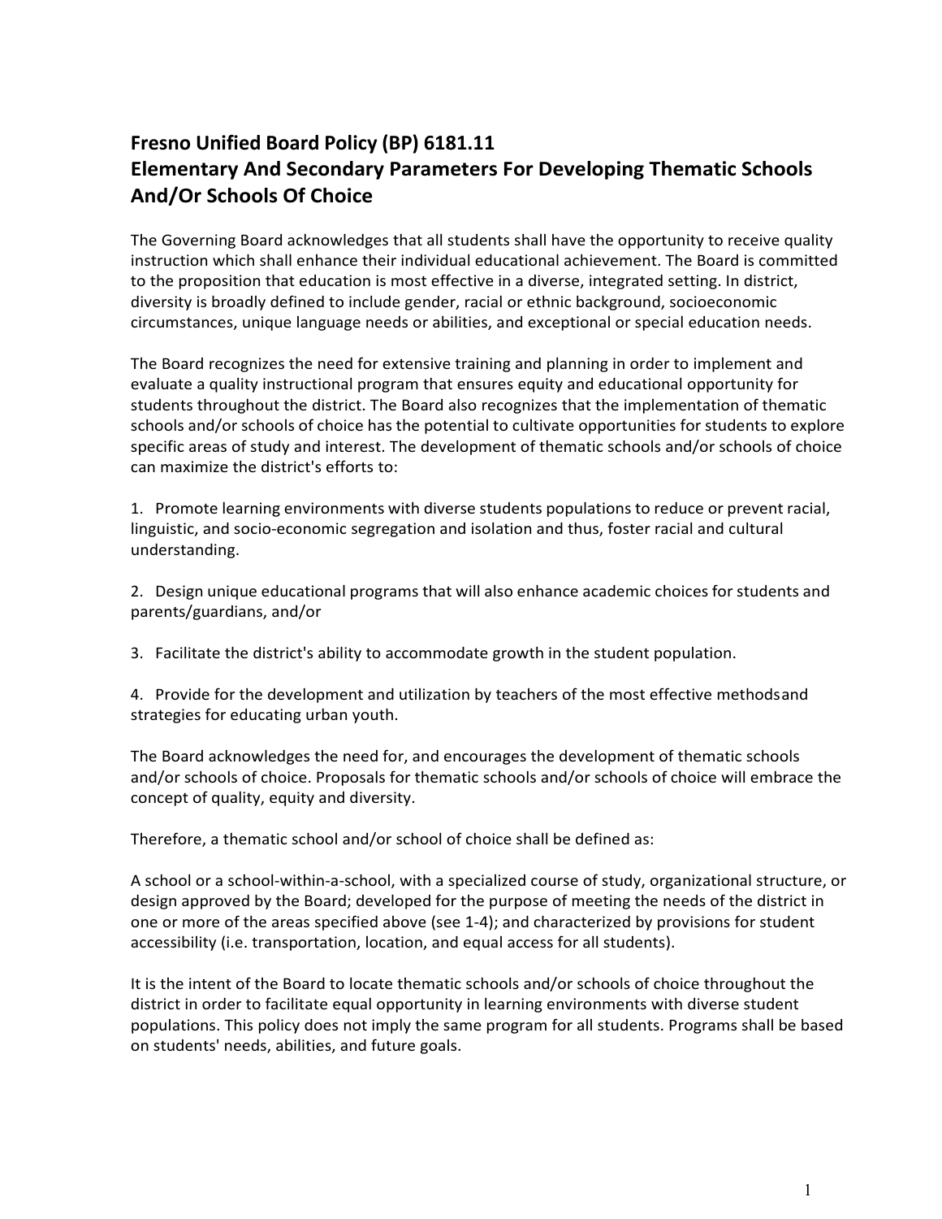# Fresno Unified Board Policy (BP) 6181.11
# Elementary And Secondary Parameters For Developing Thematic Schools And/Or Schools Of Choice

The Governing Board acknowledges that all students shall have the opportunity to receive quality instruction which shall enhance their individual educational achievement. The Board is committed to the proposition that education is most effective in a diverse, integrated setting. In district, diversity is broadly defined to include gender, racial or ethnic background, socioeconomic circumstances, unique language needs or abilities, and exceptional or special education needs.

The Board recognizes the need for extensive training and planning in order to implement and evaluate a quality instructional program that ensures equity and educational opportunity for students throughout the district. The Board also recognizes that the implementation of thematic schools and/or schools of choice has the potential to cultivate opportunities for students to explore specific areas of study and interest. The development of thematic schools and/or schools of choice can maximize the district's efforts to:

1. Promote learning environments with diverse students populations to reduce or prevent racial, linguistic, and socio-economic segregation and isolation and thus, foster racial and cultural understanding.

2. Design unique educational programs that will also enhance academic choices for students and parents/guardians, and/or

3. Facilitate the district's ability to accommodate growth in the student population.

4. Provide for the development and utilization by teachers of the most effective methods and strategies for educating urban youth.

The Board acknowledges the need for, and encourages the development of thematic schools and/or schools of choice. Proposals for thematic schools and/or schools of choice will embrace the concept of quality, equity and diversity.

Therefore, a thematic school and/or school of choice shall be defined as:

A school or a school-within-a-school, with a specialized course of study, organizational structure, or design approved by the Board; developed for the purpose of meeting the needs of the district in one or more of the areas specified above (see 1-4); and characterized by provisions for student accessibility (i.e. transportation, location, and equal access for all students).

It is the intent of the Board to locate thematic schools and/or schools of choice throughout the district in order to facilitate equal opportunity in learning environments with diverse student populations. This policy does not imply the same program for all students. Programs shall be based on students' needs, abilities, and future goals.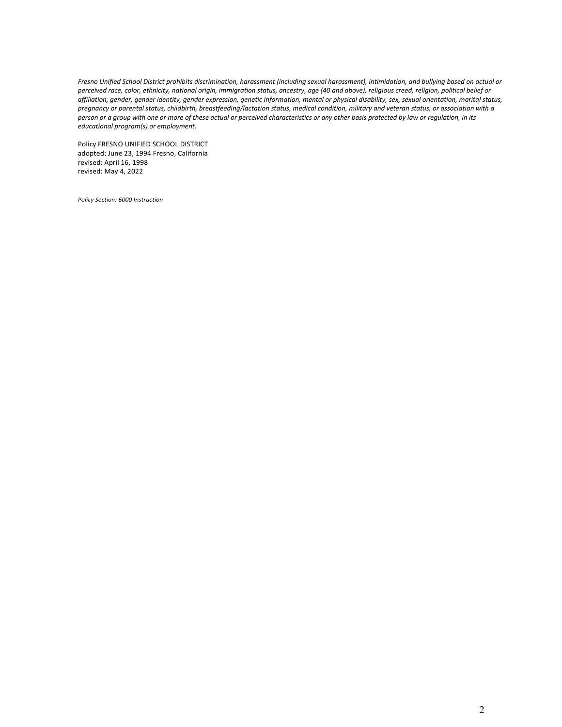*Fresno Unified School District prohibits discrimination, harassment (including sexual harassment), intimidation, and bullying based on actual or perceived race, color, ethnicity, national origin, immigration status, ancestry, age (40 and above), religious creed, religion, political belief or affiliation, gender, gender identity, gender expression, genetic information, mental or physical disability, sex, sexual orientation, marital status, pregnancy or parental status, childbirth, breastfeeding/lactation status, medical condition, military and veteran status, or association with a person or a group with one or more of these actual or perceived characteristics or any other basis protected by law or regulation, in its educational program(s) or employment.*

Policy FRESNO UNIFIED SCHOOL DISTRICT
adopted: June 23, 1994 Fresno, California
revised: April 16, 1998
revised: May 4, 2022

*Policy Section: 6000 Instruction*